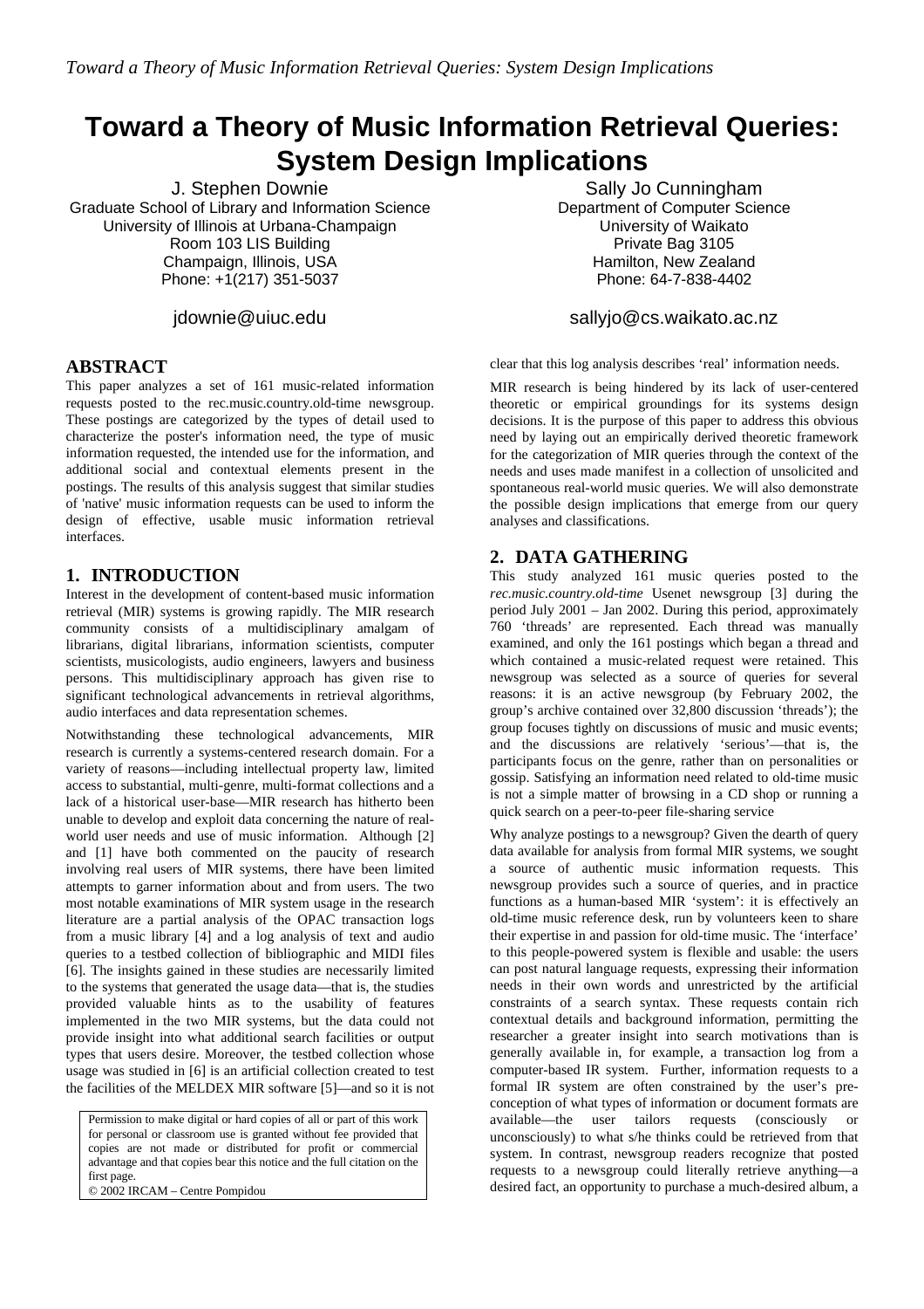# Toward a Theory of Music Information Retrieval Queries: System Design Implications

J. Stephen Downie
Graduate School of Library and Information Science
University of Illinois at Urbana-Champaign
Room 103 LIS Building
Champaign, Illinois, USA
Phone: +1(217) 351-5037

jdownie@uiuc.edu

Sally Jo Cunningham
Department of Computer Science
University of Waikato
Private Bag 3105
Hamilton, New Zealand
Phone: 64-7-838-4402

sallyjo@cs.waikato.ac.nz

## ABSTRACT

This paper analyzes a set of 161 music-related information requests posted to the rec.music.country.old-time newsgroup. These postings are categorized by the types of detail used to characterize the poster's information need, the type of music information requested, the intended use for the information, and additional social and contextual elements present in the postings. The results of this analysis suggest that similar studies of 'native' music information requests can be used to inform the design of effective, usable music information retrieval interfaces.

## 1. INTRODUCTION

Interest in the development of content-based music information retrieval (MIR) systems is growing rapidly. The MIR research community consists of a multidisciplinary amalgam of librarians, digital librarians, information scientists, computer scientists, musicologists, audio engineers, lawyers and business persons. This multidisciplinary approach has given rise to significant technological advancements in retrieval algorithms, audio interfaces and data representation schemes.

Notwithstanding these technological advancements, MIR research is currently a systems-centered research domain. For a variety of reasons—including intellectual property law, limited access to substantial, multi-genre, multi-format collections and a lack of a historical user-base—MIR research has hitherto been unable to develop and exploit data concerning the nature of real-world user needs and use of music information. Although [2] and [1] have both commented on the paucity of research involving real users of MIR systems, there have been limited attempts to garner information about and from users. The two most notable examinations of MIR system usage in the research literature are a partial analysis of the OPAC transaction logs from a music library [4] and a log analysis of text and audio queries to a testbed collection of bibliographic and MIDI files [6]. The insights gained in these studies are necessarily limited to the systems that generated the usage data—that is, the studies provided valuable hints as to the usability of features implemented in the two MIR systems, but the data could not provide insight into what additional search facilities or output types that users desire. Moreover, the testbed collection whose usage was studied in [6] is an artificial collection created to test the facilities of the MELDEX MIR software [5]—and so it is not clear that this log analysis describes 'real' information needs.

MIR research is being hindered by its lack of user-centered theoretic or empirical groundings for its systems design decisions. It is the purpose of this paper to address this obvious need by laying out an empirically derived theoretic framework for the categorization of MIR queries through the context of the needs and uses made manifest in a collection of unsolicited and spontaneous real-world music queries. We will also demonstrate the possible design implications that emerge from our query analyses and classifications.

Permission to make digital or hard copies of all or part of this work for personal or classroom use is granted without fee provided that copies are not made or distributed for profit or commercial advantage and that copies bear this notice and the full citation on the first page.
© 2002 IRCAM – Centre Pompidou

## 2. DATA GATHERING

This study analyzed 161 music queries posted to the *rec.music.country.old-time* Usenet newsgroup [3] during the period July 2001 – Jan 2002. During this period, approximately 760 'threads' are represented. Each thread was manually examined, and only the 161 postings which began a thread and which contained a music-related request were retained. This newsgroup was selected as a source of queries for several reasons: it is an active newsgroup (by February 2002, the group's archive contained over 32,800 discussion 'threads'); the group focuses tightly on discussions of music and music events; and the discussions are relatively 'serious'—that is, the participants focus on the genre, rather than on personalities or gossip. Satisfying an information need related to old-time music is not a simple matter of browsing in a CD shop or running a quick search on a peer-to-peer file-sharing service

Why analyze postings to a newsgroup? Given the dearth of query data available for analysis from formal MIR systems, we sought a source of authentic music information requests. This newsgroup provides such a source of queries, and in practice functions as a human-based MIR 'system': it is effectively an old-time music reference desk, run by volunteers keen to share their expertise in and passion for old-time music. The 'interface' to this people-powered system is flexible and usable: the users can post natural language requests, expressing their information needs in their own words and unrestricted by the artificial constraints of a search syntax. These requests contain rich contextual details and background information, permitting the researcher a greater insight into search motivations than is generally available in, for example, a transaction log from a computer-based IR system. Further, information requests to a formal IR system are often constrained by the user's pre-conception of what types of information or document formats are available—the user tailors requests (consciously or unconsciously) to what s/he thinks could be retrieved from that system. In contrast, newsgroup readers recognize that posted requests to a newsgroup could literally retrieve anything—a desired fact, an opportunity to purchase a much-desired album, a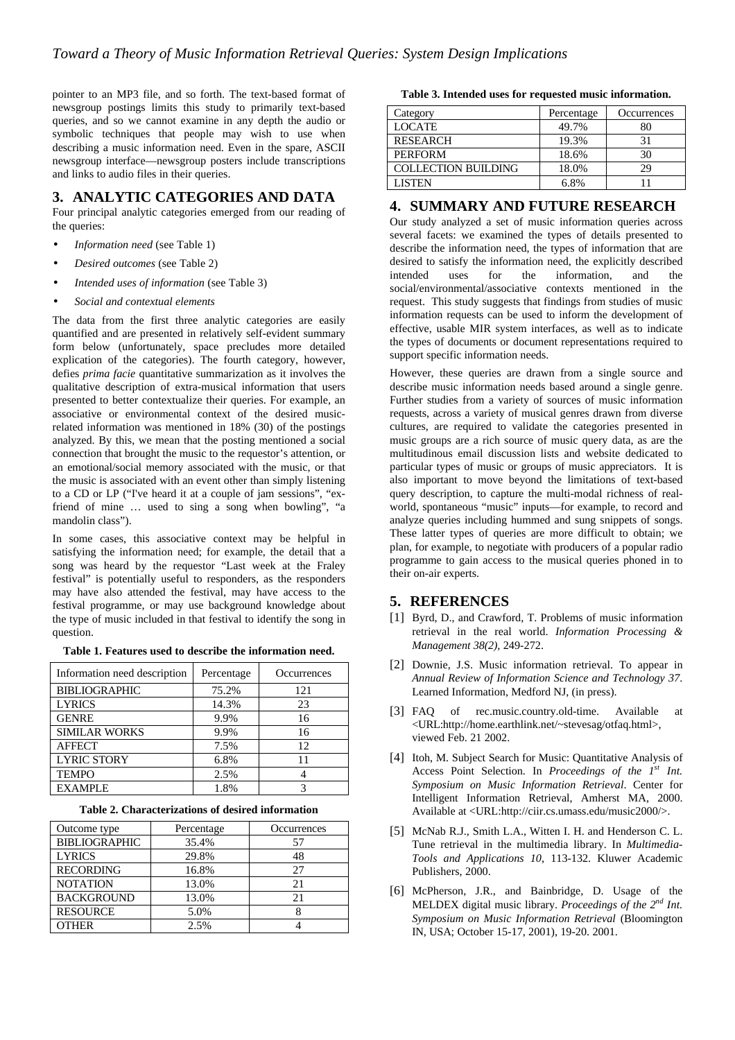pointer to an MP3 file, and so forth. The text-based format of newsgroup postings limits this study to primarily text-based queries, and so we cannot examine in any depth the audio or symbolic techniques that people may wish to use when describing a music information need. Even in the spare, ASCII newsgroup interface—newsgroup posters include transcriptions and links to audio files in their queries.

## 3. ANALYTIC CATEGORIES AND DATA

Four principal analytic categories emerged from our reading of the queries:

- *Information need* (see Table 1)
- *Desired outcomes* (see Table 2)
- *Intended uses of information* (see Table 3)
- *Social and contextual elements*

The data from the first three analytic categories are easily quantified and are presented in relatively self-evident summary form below (unfortunately, space precludes more detailed explication of the categories). The fourth category, however, defies *prima facie* quantitative summarization as it involves the qualitative description of extra-musical information that users presented to better contextualize their queries. For example, an associative or environmental context of the desired music-related information was mentioned in 18% (30) of the postings analyzed. By this, we mean that the posting mentioned a social connection that brought the music to the requestor's attention, or an emotional/social memory associated with the music, or that the music is associated with an event other than simply listening to a CD or LP ("I've heard it at a couple of jam sessions", "ex-friend of mine … used to sing a song when bowling", "a mandolin class").

In some cases, this associative context may be helpful in satisfying the information need; for example, the detail that a song was heard by the requestor "Last week at the Fraley festival" is potentially useful to responders, as the responders may have also attended the festival, may have access to the festival programme, or may use background knowledge about the type of music included in that festival to identify the song in question.

**Table 1. Features used to describe the information need.**

| Information need description | Percentage | Occurrences |
|---|---|---|
| BIBLIOGRAPHIC | 75.2% | 121 |
| LYRICS | 14.3% | 23 |
| GENRE | 9.9% | 16 |
| SIMILAR WORKS | 9.9% | 16 |
| AFFECT | 7.5% | 12 |
| LYRIC STORY | 6.8% | 11 |
| TEMPO | 2.5% | 4 |
| EXAMPLE | 1.8% | 3 |

**Table 2. Characterizations of desired information**

| Outcome type | Percentage | Occurrences |
|---|---|---|
| BIBLIOGRAPHIC | 35.4% | 57 |
| LYRICS | 29.8% | 48 |
| RECORDING | 16.8% | 27 |
| NOTATION | 13.0% | 21 |
| BACKGROUND | 13.0% | 21 |
| RESOURCE | 5.0% | 8 |
| OTHER | 2.5% | 4 |

**Table 3. Intended uses for requested music information.**

| Category | Percentage | Occurrences |
|---|---|---|
| LOCATE | 49.7% | 80 |
| RESEARCH | 19.3% | 31 |
| PERFORM | 18.6% | 30 |
| COLLECTION BUILDING | 18.0% | 29 |
| LISTEN | 6.8% | 11 |

## 4. SUMMARY AND FUTURE RESEARCH

Our study analyzed a set of music information queries across several facets: we examined the types of details presented to describe the information need, the types of information that are desired to satisfy the information need, the explicitly described intended uses for the information, and the social/environmental/associative contexts mentioned in the request. This study suggests that findings from studies of music information requests can be used to inform the development of effective, usable MIR system interfaces, as well as to indicate the types of documents or document representations required to support specific information needs.

However, these queries are drawn from a single source and describe music information needs based around a single genre. Further studies from a variety of sources of music information requests, across a variety of musical genres drawn from diverse cultures, are required to validate the categories presented in music groups are a rich source of music query data, as are the multitudinous email discussion lists and website dedicated to particular types of music or groups of music appreciators. It is also important to move beyond the limitations of text-based query description, to capture the multi-modal richness of real-world, spontaneous "music" inputs—for example, to record and analyze queries including hummed and sung snippets of songs. These latter types of queries are more difficult to obtain; we plan, for example, to negotiate with producers of a popular radio programme to gain access to the musical queries phoned in to their on-air experts.

## 5. REFERENCES

[1] Byrd, D., and Crawford, T. Problems of music information retrieval in the real world. *Information Processing & Management 38(2)*, 249-272.

[2] Downie, J.S. Music information retrieval. To appear in *Annual Review of Information Science and Technology 37*. Learned Information, Medford NJ, (in press).

[3] FAQ of rec.music.country.old-time. Available at <URL:http://home.earthlink.net/~stevesag/otfaq.html>, viewed Feb. 21 2002.

[4] Itoh, M. Subject Search for Music: Quantitative Analysis of Access Point Selection. In *Proceedings of the 1st Int. Symposium on Music Information Retrieval*. Center for Intelligent Information Retrieval, Amherst MA, 2000. Available at <URL:http://ciir.cs.umass.edu/music2000/>.

[5] McNab R.J., Smith L.A., Witten I. H. and Henderson C. L. Tune retrieval in the multimedia library. In *Multimedia-Tools and Applications 10*, 113-132. Kluwer Academic Publishers, 2000.

[6] McPherson, J.R., and Bainbridge, D. Usage of the MELDEX digital music library. *Proceedings of the 2nd Int. Symposium on Music Information Retrieval* (Bloomington IN, USA; October 15-17, 2001), 19-20. 2001.